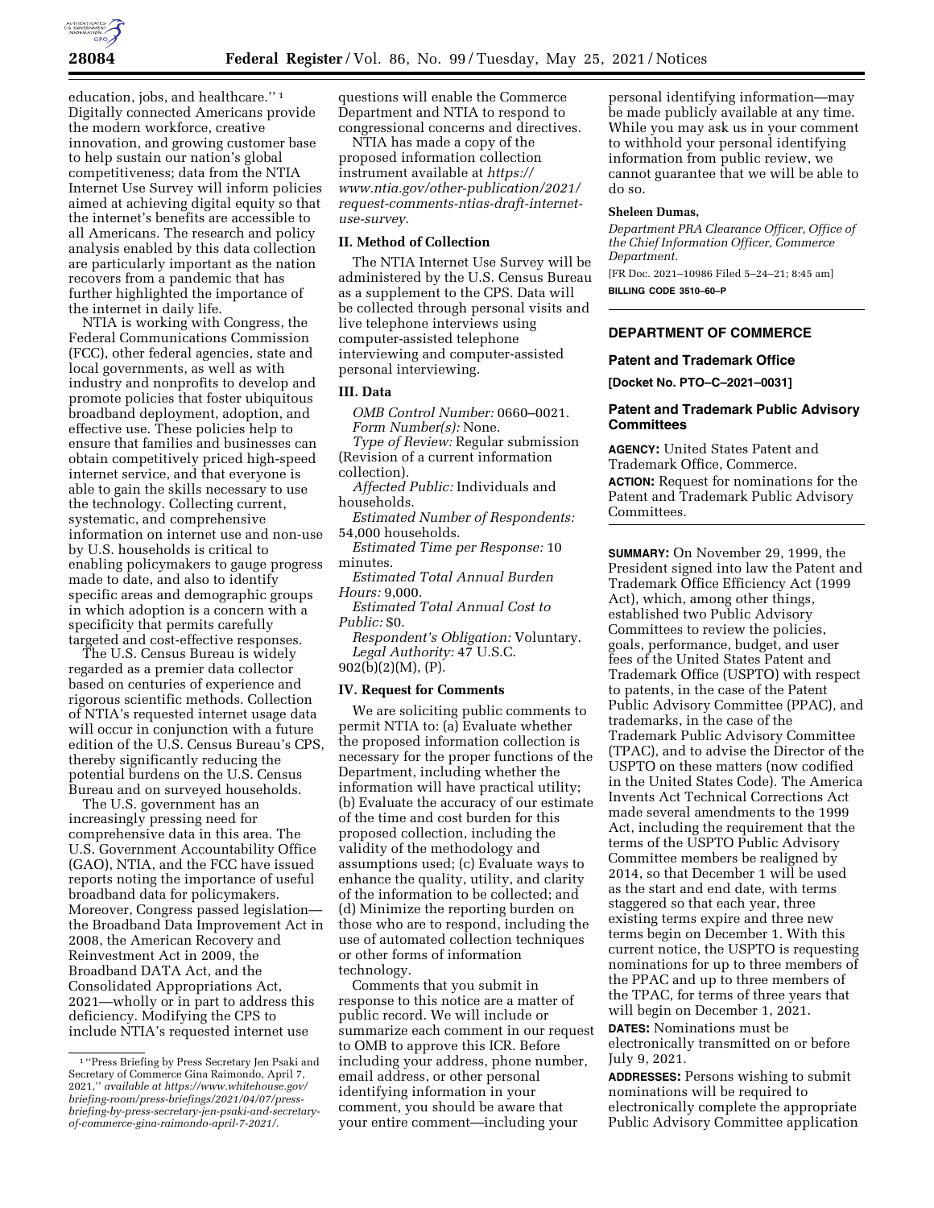education, jobs, and healthcare.'' [1] Digitally connected Americans provide the modern workforce, creative innovation, and growing customer base to help sustain our nation's global competitiveness; data from the NTIA Internet Use Survey will inform policies aimed at achieving digital equity so that the internet's benefits are accessible to all Americans. The research and policy analysis enabled by this data collection are particularly important as the nation recovers from a pandemic that has further highlighted the importance of the internet in daily life.

NTIA is working with Congress, the Federal Communications Commission (FCC), other federal agencies, state and local governments, as well as with industry and nonprofits to develop and promote policies that foster ubiquitous broadband deployment, adoption, and effective use. These policies help to ensure that families and businesses can obtain competitively priced high-speed internet service, and that everyone is able to gain the skills necessary to use the technology. Collecting current, systematic, and comprehensive information on internet use and non-use by U.S. households is critical to enabling policymakers to gauge progress made to date, and also to identify specific areas and demographic groups in which adoption is a concern with a specificity that permits carefully targeted and cost-effective responses.

The U.S. Census Bureau is widely regarded as a premier data collector based on centuries of experience and rigorous scientific methods. Collection of NTIA's requested internet usage data will occur in conjunction with a future edition of the U.S. Census Bureau's CPS, thereby significantly reducing the potential burdens on the U.S. Census Bureau and on surveyed households.

The U.S. government has an increasingly pressing need for comprehensive data in this area. The U.S. Government Accountability Office (GAO), NTIA, and the FCC have issued reports noting the importance of useful broadband data for policymakers. Moreover, Congress passed legislation—the Broadband Data Improvement Act in 2008, the American Recovery and Reinvestment Act in 2009, the Broadband DATA Act, and the Consolidated Appropriations Act, 2021—wholly or in part to address this deficiency. Modifying the CPS to include NTIA's requested internet use questions will enable the Commerce Department and NTIA to respond to congressional concerns and directives.

NTIA has made a copy of the proposed information collection instrument available at *https://www.ntia.gov/other-publication/2021/request-comments-ntias-draft-internet-use-survey.*

## II. Method of Collection

The NTIA Internet Use Survey will be administered by the U.S. Census Bureau as a supplement to the CPS. Data will be collected through personal visits and live telephone interviews using computer-assisted telephone interviewing and computer-assisted personal interviewing.

## III. Data

*OMB Control Number:* 0660–0021.

*Form Number(s):* None.

*Type of Review:* Regular submission (Revision of a current information collection).

*Affected Public:* Individuals and households.

*Estimated Number of Respondents:* 54,000 households.

*Estimated Time per Response:* 10 minutes.

*Estimated Total Annual Burden Hours:* 9,000.

*Estimated Total Annual Cost to Public:* $0.

*Respondent's Obligation:* Voluntary.

*Legal Authority:* 47 U.S.C. 902(b)(2)(M), (P).

## IV. Request for Comments

We are soliciting public comments to permit NTIA to: (a) Evaluate whether the proposed information collection is necessary for the proper functions of the Department, including whether the information will have practical utility; (b) Evaluate the accuracy of our estimate of the time and cost burden for this proposed collection, including the validity of the methodology and assumptions used; (c) Evaluate ways to enhance the quality, utility, and clarity of the information to be collected; and (d) Minimize the reporting burden on those who are to respond, including the use of automated collection techniques or other forms of information technology.

Comments that you submit in response to this notice are a matter of public record. We will include or summarize each comment in our request to OMB to approve this ICR. Before including your address, phone number, email address, or other personal identifying information in your comment, you should be aware that your entire comment—including your personal identifying information—may be made publicly available at any time. While you may ask us in your comment to withhold your personal identifying information from public review, we cannot guarantee that we will be able to do so.

**Sheleen Dumas,**

*Department PRA Clearance Officer, Office of the Chief Information Officer, Commerce Department.*

[FR Doc. 2021–10986 Filed 5–24–21; 8:45 am]

**BILLING CODE 3510–60–P**

---

# DEPARTMENT OF COMMERCE

## Patent and Trademark Office

**[Docket No. PTO–C–2021–0031]**

## Patent and Trademark Public Advisory Committees

**AGENCY:** United States Patent and Trademark Office, Commerce.

**ACTION:** Request for nominations for the Patent and Trademark Public Advisory Committees.

**SUMMARY:** On November 29, 1999, the President signed into law the Patent and Trademark Office Efficiency Act (1999 Act), which, among other things, established two Public Advisory Committees to review the policies, goals, performance, budget, and user fees of the United States Patent and Trademark Office (USPTO) with respect to patents, in the case of the Patent Public Advisory Committee (PPAC), and trademarks, in the case of the Trademark Public Advisory Committee (TPAC), and to advise the Director of the USPTO on these matters (now codified in the United States Code). The America Invents Act Technical Corrections Act made several amendments to the 1999 Act, including the requirement that the terms of the USPTO Public Advisory Committee members be realigned by 2014, so that December 1 will be used as the start and end date, with terms staggered so that each year, three existing terms expire and three new terms begin on December 1. With this current notice, the USPTO is requesting nominations for up to three members of the PPAC and up to three members of the TPAC, for terms of three years that will begin on December 1, 2021.

**DATES:** Nominations must be electronically transmitted on or before July 9, 2021.

**ADDRESSES:** Persons wishing to submit nominations will be required to electronically complete the appropriate Public Advisory Committee application

---

[1] ''Press Briefing by Press Secretary Jen Psaki and Secretary of Commerce Gina Raimondo, April 7, 2021,'' *available at https://www.whitehouse.gov/briefing-room/press-briefings/2021/04/07/press-briefing-by-press-secretary-jen-psaki-and-secretary-of-commerce-gina-raimondo-april-7-2021/.*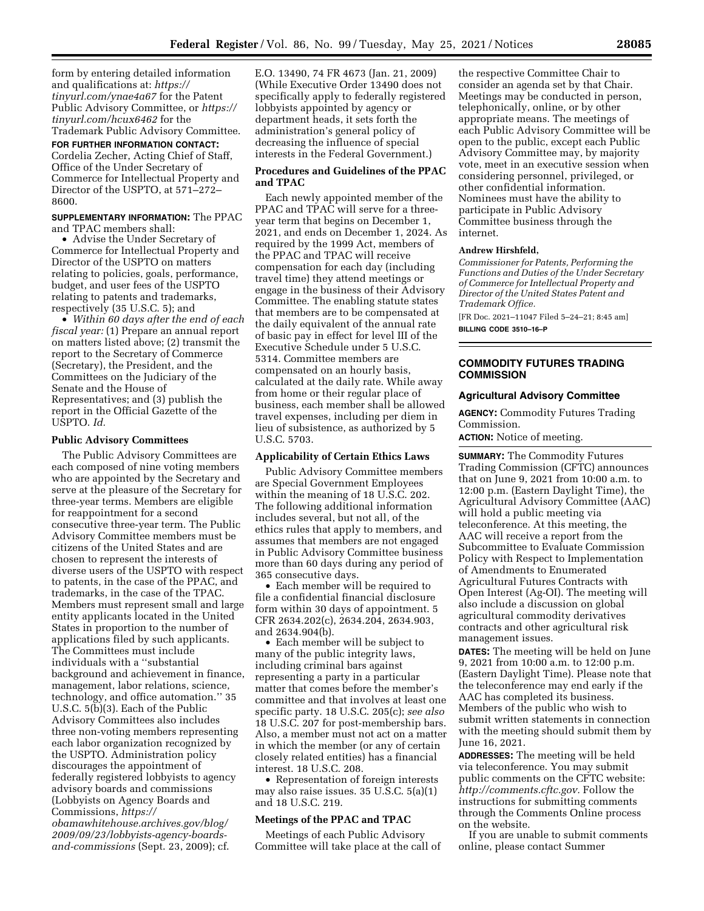form by entering detailed information and qualifications at: *https://tinyurl.com/ynae4a67* for the Patent Public Advisory Committee, or *https://tinyurl.com/hcux6462* for the Trademark Public Advisory Committee.

**FOR FURTHER INFORMATION CONTACT:** Cordelia Zecher, Acting Chief of Staff, Office of the Under Secretary of Commerce for Intellectual Property and Director of the USPTO, at 571–272–8600.

**SUPPLEMENTARY INFORMATION:** The PPAC and TPAC members shall:

- Advise the Under Secretary of Commerce for Intellectual Property and Director of the USPTO on matters relating to policies, goals, performance, budget, and user fees of the USPTO relating to patents and trademarks, respectively (35 U.S.C. 5); and
- *Within 60 days after the end of each fiscal year:* (1) Prepare an annual report on matters listed above; (2) transmit the report to the Secretary of Commerce (Secretary), the President, and the Committees on the Judiciary of the Senate and the House of Representatives; and (3) publish the report in the Official Gazette of the USPTO. *Id.*

### Public Advisory Committees

The Public Advisory Committees are each composed of nine voting members who are appointed by the Secretary and serve at the pleasure of the Secretary for three-year terms. Members are eligible for reappointment for a second consecutive three-year term. The Public Advisory Committee members must be citizens of the United States and are chosen to represent the interests of diverse users of the USPTO with respect to patents, in the case of the PPAC, and trademarks, in the case of the TPAC. Members must represent small and large entity applicants located in the United States in proportion to the number of applications filed by such applicants. The Committees must include individuals with a ''substantial background and achievement in finance, management, labor relations, science, technology, and office automation.'' 35 U.S.C. 5(b)(3). Each of the Public Advisory Committees also includes three non-voting members representing each labor organization recognized by the USPTO. Administration policy discourages the appointment of federally registered lobbyists to agency advisory boards and commissions (Lobbyists on Agency Boards and Commissions, *https://obamawhitehouse.archives.gov/blog/2009/09/23/lobbyists-agency-boards-and-commissions* (Sept. 23, 2009); cf. E.O. 13490, 74 FR 4673 (Jan. 21, 2009) (While Executive Order 13490 does not specifically apply to federally registered lobbyists appointed by agency or department heads, it sets forth the administration's general policy of decreasing the influence of special interests in the Federal Government.)

### Procedures and Guidelines of the PPAC and TPAC

Each newly appointed member of the PPAC and TPAC will serve for a three-year term that begins on December 1, 2021, and ends on December 1, 2024. As required by the 1999 Act, members of the PPAC and TPAC will receive compensation for each day (including travel time) they attend meetings or engage in the business of their Advisory Committee. The enabling statute states that members are to be compensated at the daily equivalent of the annual rate of basic pay in effect for level III of the Executive Schedule under 5 U.S.C. 5314. Committee members are compensated on an hourly basis, calculated at the daily rate. While away from home or their regular place of business, each member shall be allowed travel expenses, including per diem in lieu of subsistence, as authorized by 5 U.S.C. 5703.

### Applicability of Certain Ethics Laws

Public Advisory Committee members are Special Government Employees within the meaning of 18 U.S.C. 202. The following additional information includes several, but not all, of the ethics rules that apply to members, and assumes that members are not engaged in Public Advisory Committee business more than 60 days during any period of 365 consecutive days.

- Each member will be required to file a confidential financial disclosure form within 30 days of appointment. 5 CFR 2634.202(c), 2634.204, 2634.903, and 2634.904(b).
- Each member will be subject to many of the public integrity laws, including criminal bars against representing a party in a particular matter that comes before the member's committee and that involves at least one specific party. 18 U.S.C. 205(c); *see also* 18 U.S.C. 207 for post-membership bars. Also, a member must not act on a matter in which the member (or any of certain closely related entities) has a financial interest. 18 U.S.C. 208.
- Representation of foreign interests may also raise issues. 35 U.S.C. 5(a)(1) and 18 U.S.C. 219.

### Meetings of the PPAC and TPAC

Meetings of each Public Advisory Committee will take place at the call of the respective Committee Chair to consider an agenda set by that Chair. Meetings may be conducted in person, telephonically, online, or by other appropriate means. The meetings of each Public Advisory Committee will be open to the public, except each Public Advisory Committee may, by majority vote, meet in an executive session when considering personnel, privileged, or other confidential information. Nominees must have the ability to participate in Public Advisory Committee business through the internet.

**Andrew Hirshfeld,**

*Commissioner for Patents, Performing the Functions and Duties of the Under Secretary of Commerce for Intellectual Property and Director of the United States Patent and Trademark Office.*

[FR Doc. 2021–11047 Filed 5–24–21; 8:45 am]

**BILLING CODE 3510–16–P**

---

## COMMODITY FUTURES TRADING COMMISSION

### Agricultural Advisory Committee

**AGENCY:** Commodity Futures Trading Commission.

**ACTION:** Notice of meeting.

**SUMMARY:** The Commodity Futures Trading Commission (CFTC) announces that on June 9, 2021 from 10:00 a.m. to 12:00 p.m. (Eastern Daylight Time), the Agricultural Advisory Committee (AAC) will hold a public meeting via teleconference. At this meeting, the AAC will receive a report from the Subcommittee to Evaluate Commission Policy with Respect to Implementation of Amendments to Enumerated Agricultural Futures Contracts with Open Interest (Ag-OI). The meeting will also include a discussion on global agricultural commodity derivatives contracts and other agricultural risk management issues.

**DATES:** The meeting will be held on June 9, 2021 from 10:00 a.m. to 12:00 p.m. (Eastern Daylight Time). Please note that the teleconference may end early if the AAC has completed its business. Members of the public who wish to submit written statements in connection with the meeting should submit them by June 16, 2021.

**ADDRESSES:** The meeting will be held via teleconference. You may submit public comments on the CFTC website: *http://comments.cftc.gov.* Follow the instructions for submitting comments through the Comments Online process on the website.

If you are unable to submit comments online, please contact Summer